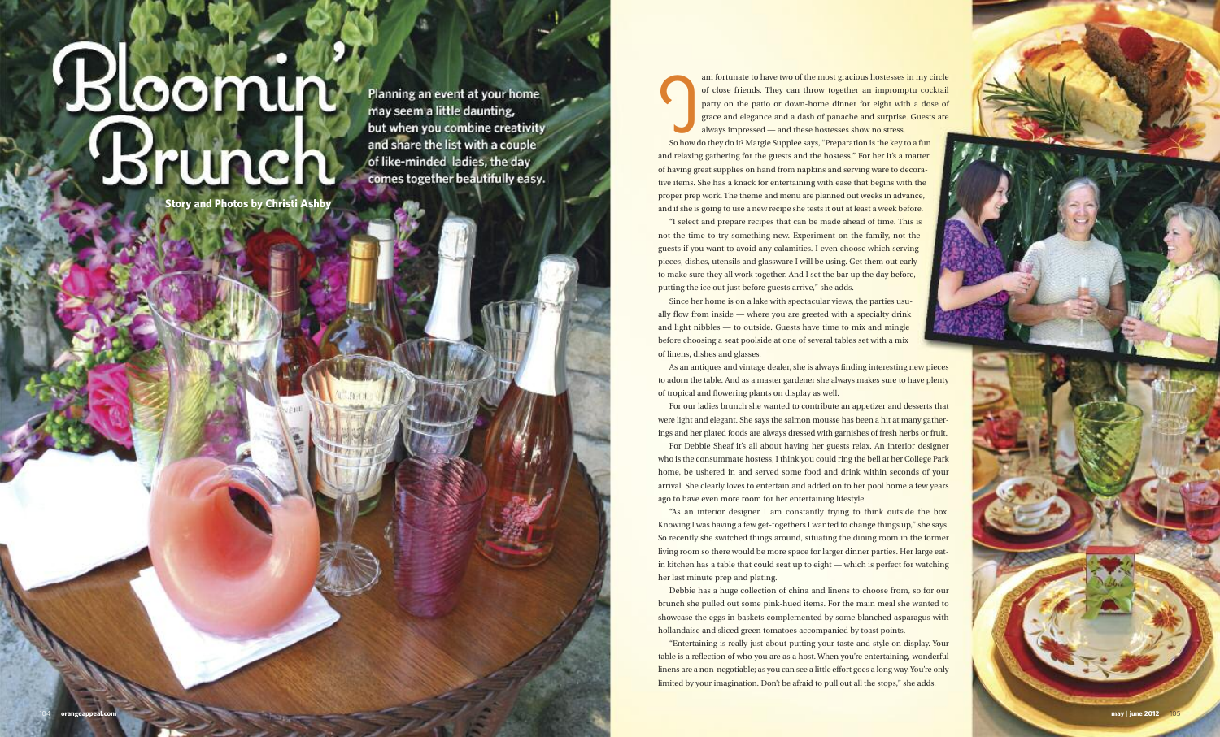# Bloomin' Brunch

Planning an event at your home may seem a little daunting, but when you combine creativity and share the list with a couple of like-minded ladies, the day comes together beautifully easy.

**Story and Photos by Christi Ashby**

I am fortunate to have two of the most gracious hostesses in my circle of close friends. They can throw together an impromptu cocktail party on the patio or down-home dinner for eight with a dose of grace and elegance and a dash of panache and surprise. Guests are always impressed — and these hostesses show no stress.

So how do they do it? Margie Supplee says, "Preparation is the key to a fun and relaxing gathering for the guests and the hostess." For her it's a matter of having great supplies on hand from napkins and serving ware to decorative items. She has a knack for entertaining with ease that begins with the proper prep work. The theme and menu are planned out weeks in advance, and if she is going to use a new recipe she tests it out at least a week before.

"I select and prepare recipes that can be made ahead of time. This is not the time to try something new. Experiment on the family, not the guests if you want to avoid any calamities. I even choose which serving pieces, dishes, utensils and glassware I will be using. Get them out early to make sure they all work together. And I set the bar up the day before, putting the ice out just before guests arrive," she adds.

Since her home is on a lake with spectacular views, the parties usually flow from inside — where you are greeted with a specialty drink and light nibbles — to outside. Guests have time to mix and mingle before choosing a seat poolside at one of several tables set with a mix of linens, dishes and glasses.

As an antiques and vintage dealer, she is always finding interesting new pieces to adorn the table. And as a master gardener she always makes sure to have plenty of tropical and flowering plants on display as well.

For our ladies brunch she wanted to contribute an appetizer and desserts that were light and elegant. She says the salmon mousse has been a hit at many gatherings and her plated foods are always dressed with garnishes of fresh herbs or fruit.

For Debbie Sheaf it's all about having her guests relax. An interior designer who is the consummate hostess, I think you could ring the bell at her College Park home, be ushered in and served some food and drink within seconds of your arrival. She clearly loves to entertain and added on to her pool home a few years ago to have even more room for her entertaining lifestyle.

"As an interior designer I am constantly trying to think outside the box. Knowing I was having a few get-togethers I wanted to change things up," she says. So recently she switched things around, situating the dining room in the former living room so there would be more space for larger dinner parties. Her large eat-in kitchen has a table that could seat up to eight — which is perfect for watching her last minute prep and plating.

Debbie has a huge collection of china and linens to choose from, so for our brunch she pulled out some pink-hued items. For the main meal she wanted to showcase the eggs in baskets complemented by some blanched asparagus with hollandaise and sliced green tomatoes accompanied by toast points.

"Entertaining is really just about putting your taste and style on display. Your table is a reflection of who you are as a host. When you're entertaining, wonderful linens are a non-negotiable; as you can see a little effort goes a long way. You're only limited by your imagination. Don't be afraid to pull out all the stops," she adds.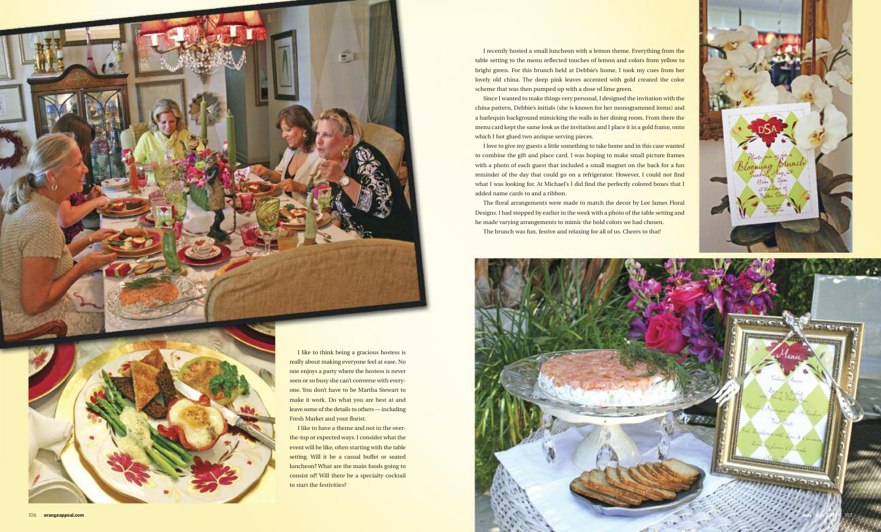I like to think being a gracious hostess is really about making everyone feel at ease. No one enjoys a party where the hostess is never seen or so busy she can't converse with everyone. You don't have to be Martha Stewart to make it work. Do what you are best at and leave some of the details to others — including Fresh Market and your florist.

I like to have a theme and not in the over-the-top or expected ways. I consider what the event will be like, often starting with the table setting. Will it be a casual buffet or seated luncheon? What are the main foods going to consist of? Will there be a specialty cocktail to start the festivities?

I recently hosted a small luncheon with a lemon theme. Everything from the table setting to the menu reflected touches of lemon and colors from yellow to bright green. For this brunch held at Debbie's home, I took my cues from her lovely old china. The deep pink leaves accented with gold created the color scheme that was then pumped up with a dose of lime green.

Since I wanted to make things very personal, I designed the invitation with the china pattern, Debbie's initials (she is known for her monogrammed items) and a harlequin background mimicking the walls in her dining room. From there the menu card kept the same look as the invitation and I place it in a gold frame, onto which I hot glued two antique serving pieces.

I love to give my guests a little something to take home and in this case wanted to combine the gift and place card. I was hoping to make small picture frames with a photo of each guest that included a small magnet on the back for a fun reminder of the day that could go on a refrigerator. However, I could not find what I was looking for. At Michael's I did find the perfectly colored boxes that I added name cards to and a ribbon.

The floral arrangements were made to match the decor by Lee James Floral Designs. I had stopped by earlier in the week with a photo of the table setting and he made varying arrangements to mimic the bold colors we had chosen.

The brunch was fun, festive and relaxing for all of us. Cheers to that!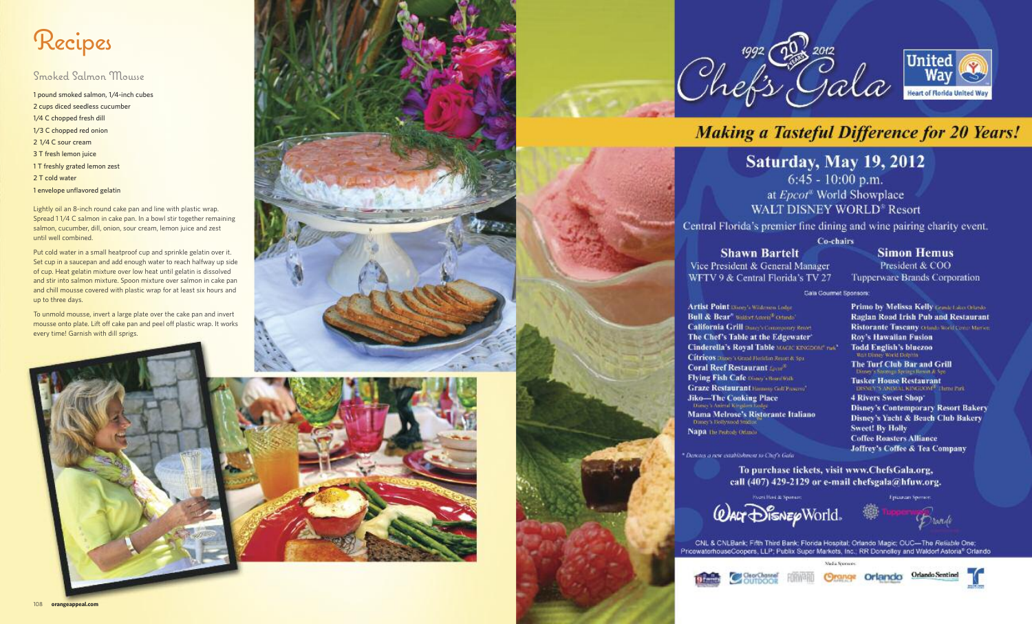# Recipes

## Smoked Salmon Mousse

1 pound smoked salmon, 1/4-inch cubes
2 cups diced seedless cucumber
1/4 C chopped fresh dill
1/3 C chopped red onion
2 1/4 C sour cream
3 T fresh lemon juice
1 T freshly grated lemon zest
2 T cold water
1 envelope unflavored gelatin

Lightly oil an 8-inch round cake pan and line with plastic wrap. Spread 1 1/4 C salmon in cake pan. In a bowl stir together remaining salmon, cucumber, dill, onion, sour cream, lemon juice and zest until well combined.

Put cold water in a small heatproof cup and sprinkle gelatin over it. Set cup in a saucepan and add enough water to reach halfway up side of cup. Heat gelatin mixture over low heat until gelatin is dissolved and stir into salmon mixture. Spoon mixture over salmon in cake pan and chill mousse covered with plastic wrap for at least six hours and up to three days.

To unmold mousse, invert a large plate over the cake pan and invert mousse onto plate. Lift off cake pan and peel off plastic wrap. It works every time! Garnish with dill sprigs.

---

1992 20 Years 2012 Chef's Gala

United Way — Heart of Florida United Way

## *Making a Tasteful Difference for 20 Years!*

**Saturday, May 19, 2012**
6:45 - 10:00 p.m.
at *Epcot®* World Showplace
WALT DISNEY WORLD® Resort

Central Florida's premier fine dining and wine pairing charity event.

Co-chairs

**Shawn Bartelt**
Vice President & General Manager
WFTV 9 & Central Florida's TV 27

**Simon Hemus**
President & COO
Tupperware Brands Corporation

Gala Gourmet Sponsors:

**Artist Point** Disney's Wilderness Lodge
**Bull & Bear*** Waldorf Astoria® Orlando
**California Grill** Disney's Contemporary Resort
**The Chef's Table at the Edgewater***
**Cinderella's Royal Table** MAGIC KINGDOM® Park*
**Citricos** Disney's Grand Floridian Resort & Spa
**Coral Reef Restaurant** Epcot®
**Flying Fish Cafe** Disney's BoardWalk
**Graze Restaurant** Harmony Golf Preserve*
**Jiko—The Cooking Place** Disney's Animal Kingdom Lodge
**Mama Melrose's Ristorante Italiano** Disney's Hollywood Studios
**Napa** The Peabody Orlando
**Primo by Melissa Kelly** Grande Lakes Orlando
**Raglan Road Irish Pub and Restaurant**
**Ristorante Tuscany** Orlando World Center Marriott
**Roy's Hawaiian Fusion**
**Todd English's bluezoo** Walt Disney World Dolphin
**The Turf Club Bar and Grill** Disney's Saratoga Springs Resort & Spa
**Tusker House Restaurant** DISNEY'S ANIMAL KINGDOM® Theme Park
**4 Rivers Sweet Shop***
**Disney's Contemporary Resort Bakery**
**Disney's Yacht & Beach Club Bakery**
**Sweet! By Holly**
**Coffee Roasters Alliance**
**Joffrey's Coffee & Tea Company**

* Denotes a new establishment to Chef's Gala

**To purchase tickets, visit www.ChefsGala.org, call (407) 429-2129 or e-mail chefsgala@hfuw.org.**

Event Host & Sponsor: Walt Disney World.
Epicurean Sponsor: Tupperware Brands

CNL & CNLBank; Fifth Third Bank; Florida Hospital; Orlando Magic; OUC—The *Reliable* One; PricewaterhouseCoopers, LLP; Publix Super Markets, Inc.; RR Donnelley and Waldorf Astoria® Orlando

Media Sponsors: 9 Eyewitness News; ClearChannel Outdoor; FORWARD; Orange Appeal; Orlando; Orlando Sentinel; Telemundo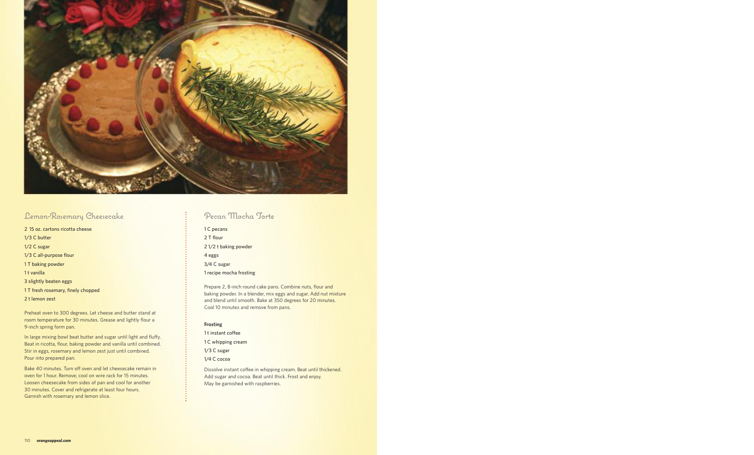## Lemon-Rosemary Cheesecake

2 15 oz. cartons ricotta cheese

1/3 C butter

1/2 C sugar

1/3 C all-purpose flour

1 T baking powder

1 t vanilla

3 slightly beaten eggs

1 T fresh rosemary, finely chopped

2 t lemon zest

Preheat oven to 300 degrees. Let cheese and butter stand at room temperature for 30 minutes. Grease and lightly flour a 9-inch spring form pan.

In large mixing bowl beat butter and sugar until light and fluffy. Beat in ricotta, flour, baking powder and vanilla until combined. Stir in eggs, rosemary and lemon zest just until combined. Pour into prepared pan.

Bake 40 minutes. Turn off oven and let cheesecake remain in oven for 1 hour. Remove; cool on wire rack for 15 minutes. Loosen cheesecake from sides of pan and cool for another 30 minutes. Cover and refrigerate at least four hours. Garnish with rosemary and lemon slice.

## Pecan Mocha Torte

1 C pecans

2 T flour

2 1/2 t baking powder

4 eggs

3/4 C sugar

1 recipe mocha frosting

Prepare 2, 8-inch round cake pans. Combine nuts, flour and baking powder. In a blender, mix eggs and sugar. Add nut mixture and blend until smooth. Bake at 350 degrees for 20 minutes. Cool 10 minutes and remove from pans.

**Frosting**

1 t instant coffee

1 C whipping cream

1/3 C sugar

1/4 C cocoa

Dissolve instant coffee in whipping cream. Beat until thickened. Add sugar and cocoa. Beat until thick. Frost and enjoy. May be garnished with raspberries.